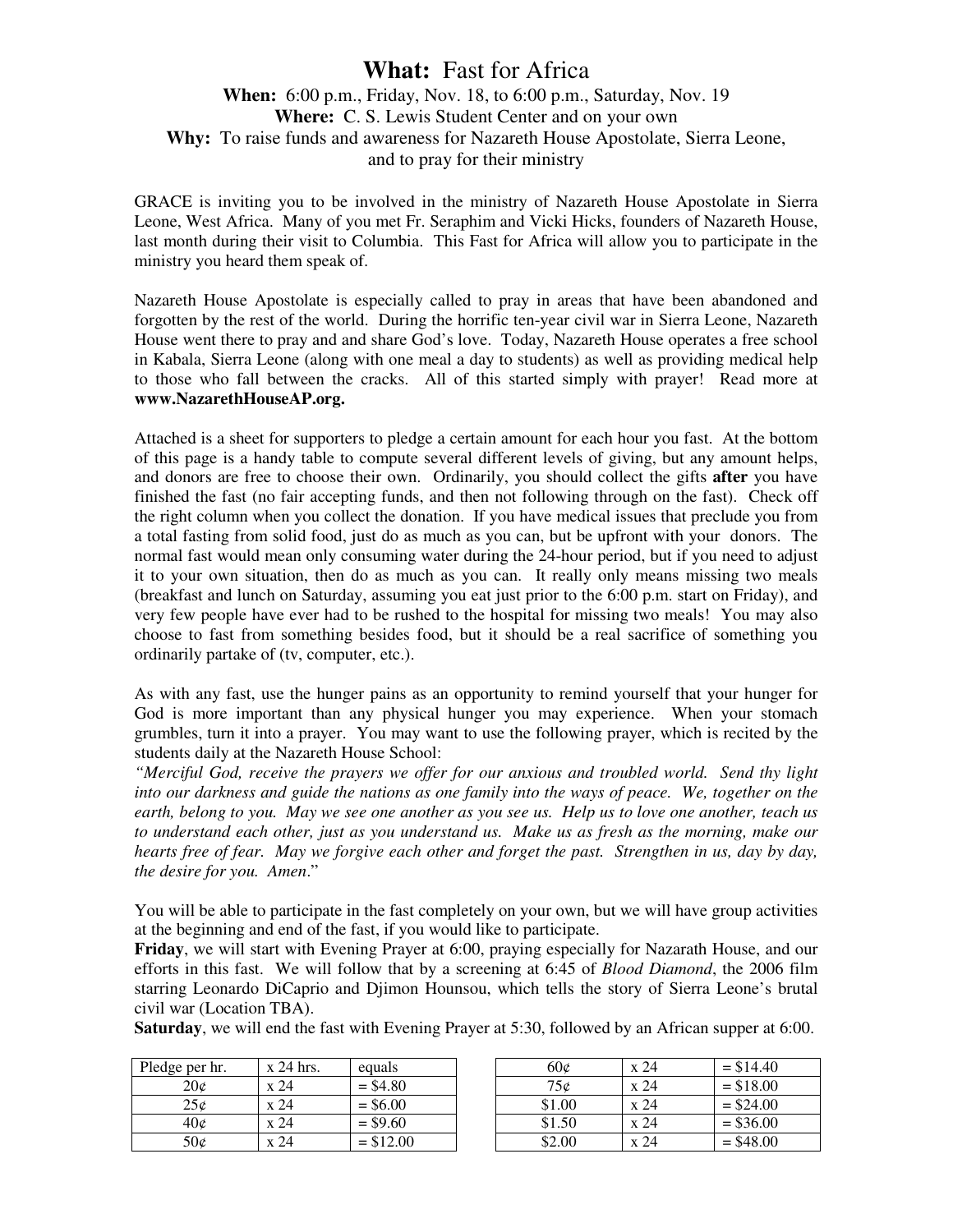**What:** Fast for Africa

**When:** 6:00 p.m., Friday, Nov. 18, to 6:00 p.m., Saturday, Nov. 19

**Where:** C. S. Lewis Student Center and on your own

**Why:** To raise funds and awareness for Nazareth House Apostolate, Sierra Leone, and to pray for their ministry

GRACE is inviting you to be involved in the ministry of Nazareth House Apostolate in Sierra Leone, West Africa. Many of you met Fr. Seraphim and Vicki Hicks, founders of Nazareth House, last month during their visit to Columbia. This Fast for Africa will allow you to participate in the ministry you heard them speak of.

Nazareth House Apostolate is especially called to pray in areas that have been abandoned and forgotten by the rest of the world. During the horrific ten-year civil war in Sierra Leone, Nazareth House went there to pray and and share God's love. Today, Nazareth House operates a free school in Kabala, Sierra Leone (along with one meal a day to students) as well as providing medical help to those who fall between the cracks. All of this started simply with prayer! Read more at **www.NazarethHouseAP.org.**

Attached is a sheet for supporters to pledge a certain amount for each hour you fast. At the bottom of this page is a handy table to compute several different levels of giving, but any amount helps, and donors are free to choose their own. Ordinarily, you should collect the gifts **after** you have finished the fast (no fair accepting funds, and then not following through on the fast). Check off the right column when you collect the donation. If you have medical issues that preclude you from a total fasting from solid food, just do as much as you can, but be upfront with your donors. The normal fast would mean only consuming water during the 24-hour period, but if you need to adjust it to your own situation, then do as much as you can. It really only means missing two meals (breakfast and lunch on Saturday, assuming you eat just prior to the 6:00 p.m. start on Friday), and very few people have ever had to be rushed to the hospital for missing two meals! You may also choose to fast from something besides food, but it should be a real sacrifice of something you ordinarily partake of (tv, computer, etc.).

As with any fast, use the hunger pains as an opportunity to remind yourself that your hunger for God is more important than any physical hunger you may experience. When your stomach grumbles, turn it into a prayer. You may want to use the following prayer, which is recited by the students daily at the Nazareth House School:

*"Merciful God, receive the prayers we offer for our anxious and troubled world. Send thy light into our darkness and guide the nations as one family into the ways of peace. We, together on the earth, belong to you. May we see one another as you see us. Help us to love one another, teach us to understand each other, just as you understand us. Make us as fresh as the morning, make our hearts free of fear. May we forgive each other and forget the past. Strengthen in us, day by day, the desire for you. Amen*."

You will be able to participate in the fast completely on your own, but we will have group activities at the beginning and end of the fast, if you would like to participate.

**Friday**, we will start with Evening Prayer at 6:00, praying especially for Nazarath House, and our efforts in this fast. We will follow that by a screening at 6:45 of *Blood Diamond*, the 2006 film starring Leonardo DiCaprio and Djimon Hounsou, which tells the story of Sierra Leone's brutal civil war (Location TBA).

**Saturday**, we will end the fast with Evening Prayer at 5:30, followed by an African supper at 6:00.

| Pledge per hr. | x 24 hrs. | equals |
|---|---|---|
| 20¢ | x 24 | = $4.80 |
| 25¢ | x 24 | = $6.00 |
| 40¢ | x 24 | = $9.60 |
| 50¢ | x 24 | = $12.00 |

| | | |
|---|---|---|
| 60¢ | x 24 | = $14.40 |
| 75¢ | x 24 | = $18.00 |
| $1.00 | x 24 | = $24.00 |
| $1.50 | x 24 | = $36.00 |
| $2.00 | x 24 | = $48.00 |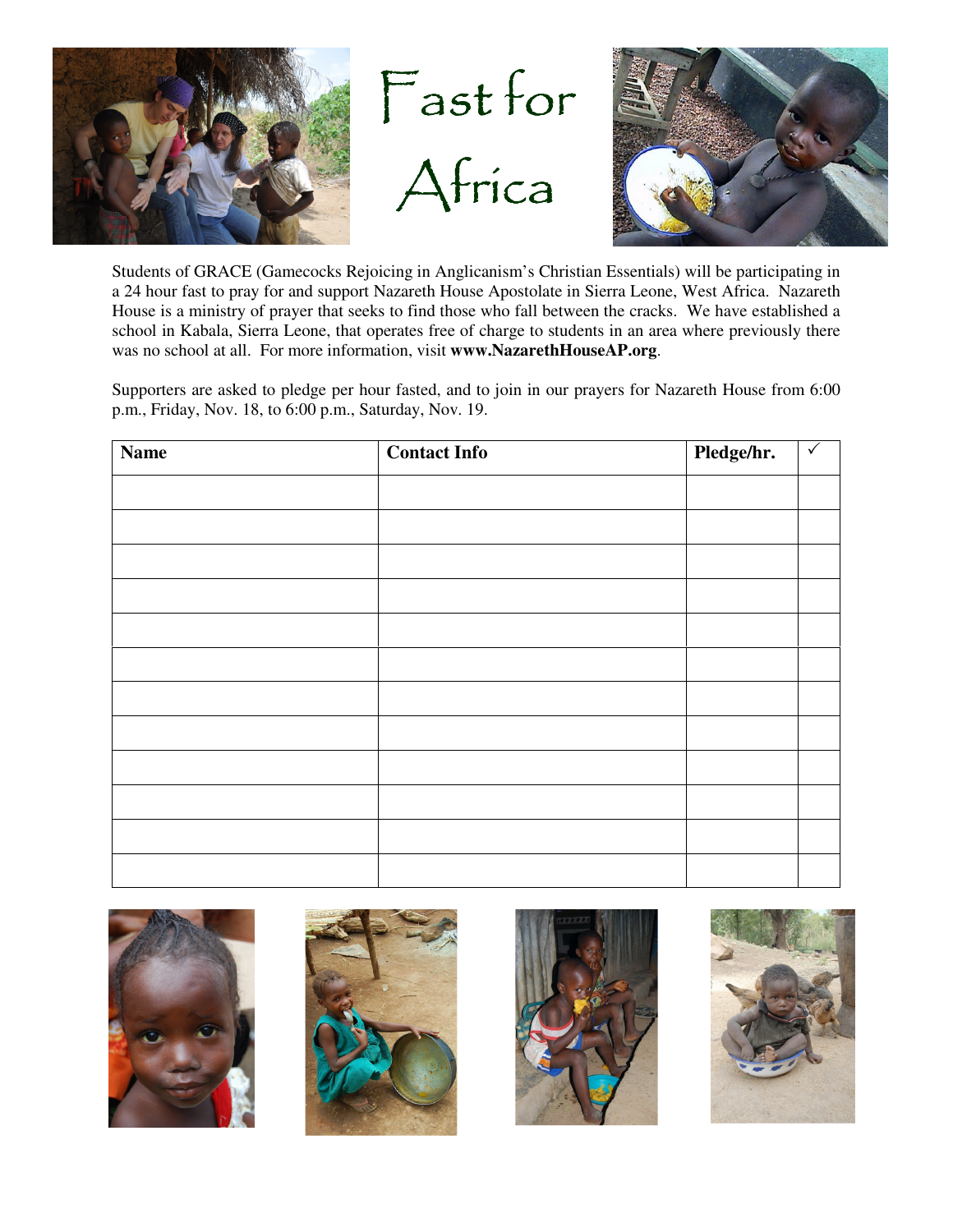# Fast for Africa

Students of GRACE (Gamecocks Rejoicing in Anglicanism's Christian Essentials) will be participating in a 24 hour fast to pray for and support Nazareth House Apostolate in Sierra Leone, West Africa. Nazareth House is a ministry of prayer that seeks to find those who fall between the cracks. We have established a school in Kabala, Sierra Leone, that operates free of charge to students in an area where previously there was no school at all. For more information, visit **www.NazarethHouseAP.org**.

Supporters are asked to pledge per hour fasted, and to join in our prayers for Nazareth House from 6:00 p.m., Friday, Nov. 18, to 6:00 p.m., Saturday, Nov. 19.

| Name | Contact Info | Pledge/hr. | ✓ |
|---|---|---|---|
| | | | |
| | | | |
| | | | |
| | | | |
| | | | |
| | | | |
| | | | |
| | | | |
| | | | |
| | | | |
| | | | |
| | | | |